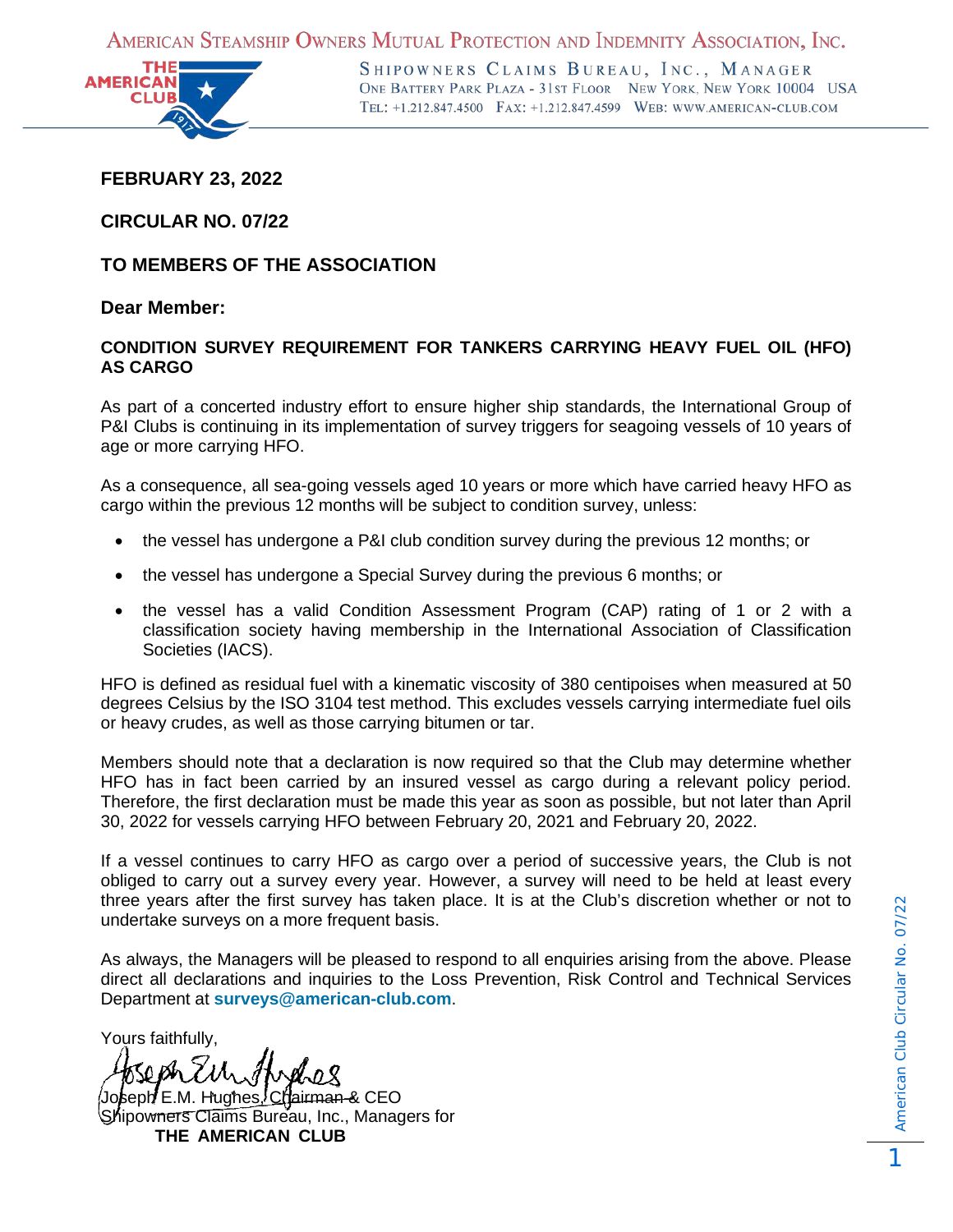AMERICAN STEAMSHIP OWNERS MUTUAL PROTECTION AND INDEMNITY ASSOCIATION, INC.

SHIPOWNERS CLAIMS BUREAU, INC., MANAGER
ONE BATTERY PARK PLAZA - 31ST FLOOR NEW YORK, NEW YORK 10004 USA
TEL: +1.212.847.4500 FAX: +1.212.847.4599 WEB: WWW.AMERICAN-CLUB.COM

**FEBRUARY 23, 2022**

**CIRCULAR NO. 07/22**

**TO MEMBERS OF THE ASSOCIATION**

**Dear Member:**

**CONDITION SURVEY REQUIREMENT FOR TANKERS CARRYING HEAVY FUEL OIL (HFO) AS CARGO**

As part of a concerted industry effort to ensure higher ship standards, the International Group of P&I Clubs is continuing in its implementation of survey triggers for seagoing vessels of 10 years of age or more carrying HFO.

As a consequence, all sea-going vessels aged 10 years or more which have carried heavy HFO as cargo within the previous 12 months will be subject to condition survey, unless:

- the vessel has undergone a P&I club condition survey during the previous 12 months; or
- the vessel has undergone a Special Survey during the previous 6 months; or
- the vessel has a valid Condition Assessment Program (CAP) rating of 1 or 2 with a classification society having membership in the International Association of Classification Societies (IACS).

HFO is defined as residual fuel with a kinematic viscosity of 380 centipoises when measured at 50 degrees Celsius by the ISO 3104 test method. This excludes vessels carrying intermediate fuel oils or heavy crudes, as well as those carrying bitumen or tar.

Members should note that a declaration is now required so that the Club may determine whether HFO has in fact been carried by an insured vessel as cargo during a relevant policy period. Therefore, the first declaration must be made this year as soon as possible, but not later than April 30, 2022 for vessels carrying HFO between February 20, 2021 and February 20, 2022.

If a vessel continues to carry HFO as cargo over a period of successive years, the Club is not obliged to carry out a survey every year. However, a survey will need to be held at least every three years after the first survey has taken place. It is at the Club's discretion whether or not to undertake surveys on a more frequent basis.

As always, the Managers will be pleased to respond to all enquiries arising from the above. Please direct all declarations and inquiries to the Loss Prevention, Risk Control and Technical Services Department at **surveys@american-club.com**.

Yours faithfully,

Joseph E.M. Hughes, Chairman & CEO
Shipowners Claims Bureau, Inc., Managers for
**THE AMERICAN CLUB**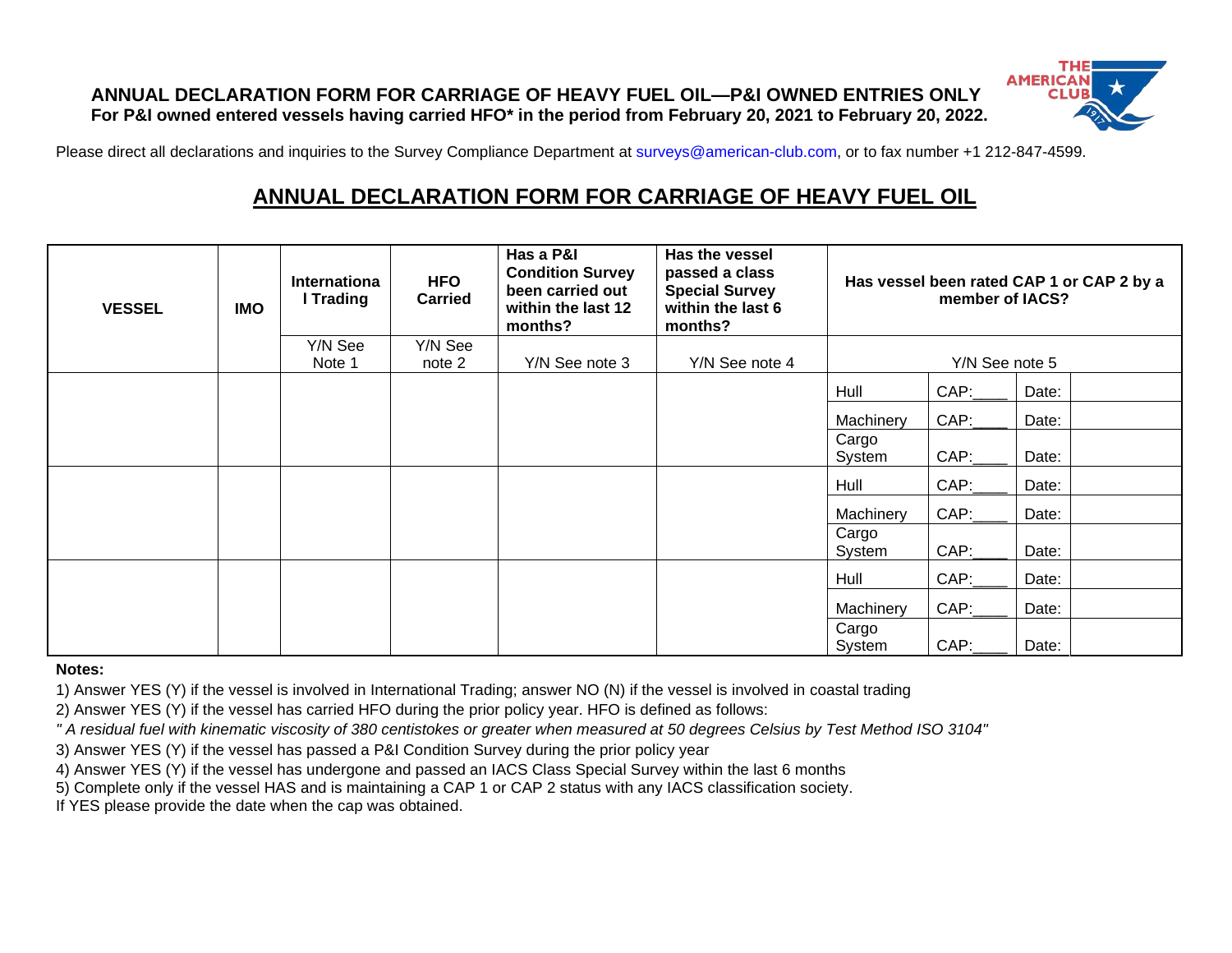**ANNUAL DECLARATION FORM FOR CARRIAGE OF HEAVY FUEL OIL—P&I OWNED ENTRIES ONLY**
**For P&I owned entered vessels having carried HFO* in the period from February 20, 2021 to February 20, 2022.**

Please direct all declarations and inquiries to the Survey Compliance Department at surveys@american-club.com, or to fax number +1 212-847-4599.

# ANNUAL DECLARATION FORM FOR CARRIAGE OF HEAVY FUEL OIL

| VESSEL | IMO | International Trading | HFO Carried | Has a P&I Condition Survey been carried out within the last 12 months? | Has the vessel passed a class Special Survey within the last 6 months? | Has vessel been rated CAP 1 or CAP 2 by a member of IACS? | | | |
|---|---|---|---|---|---|---|---|---|---|
| | | Y/N See Note 1 | Y/N See note 2 | Y/N See note 3 | Y/N See note 4 | Y/N See note 5 | | | |
| | | | | | | Hull | CAP:____ | Date: | |
| | | | | | | Machinery | CAP:____ | Date: | |
| | | | | | | Cargo System | CAP:____ | Date: | |
| | | | | | | Hull | CAP:____ | Date: | |
| | | | | | | Machinery | CAP:____ | Date: | |
| | | | | | | Cargo System | CAP:____ | Date: | |
| | | | | | | Hull | CAP:____ | Date: | |
| | | | | | | Machinery | CAP:____ | Date: | |
| | | | | | | Cargo System | CAP:____ | Date: | |

**Notes:**

1) Answer YES (Y) if the vessel is involved in International Trading; answer NO (N) if the vessel is involved in coastal trading

2) Answer YES (Y) if the vessel has carried HFO during the prior policy year. HFO is defined as follows:

*" A residual fuel with kinematic viscosity of 380 centistokes or greater when measured at 50 degrees Celsius by Test Method ISO 3104"*

3) Answer YES (Y) if the vessel has passed a P&I Condition Survey during the prior policy year

4) Answer YES (Y) if the vessel has undergone and passed an IACS Class Special Survey within the last 6 months

5) Complete only if the vessel HAS and is maintaining a CAP 1 or CAP 2 status with any IACS classification society.
If YES please provide the date when the cap was obtained.